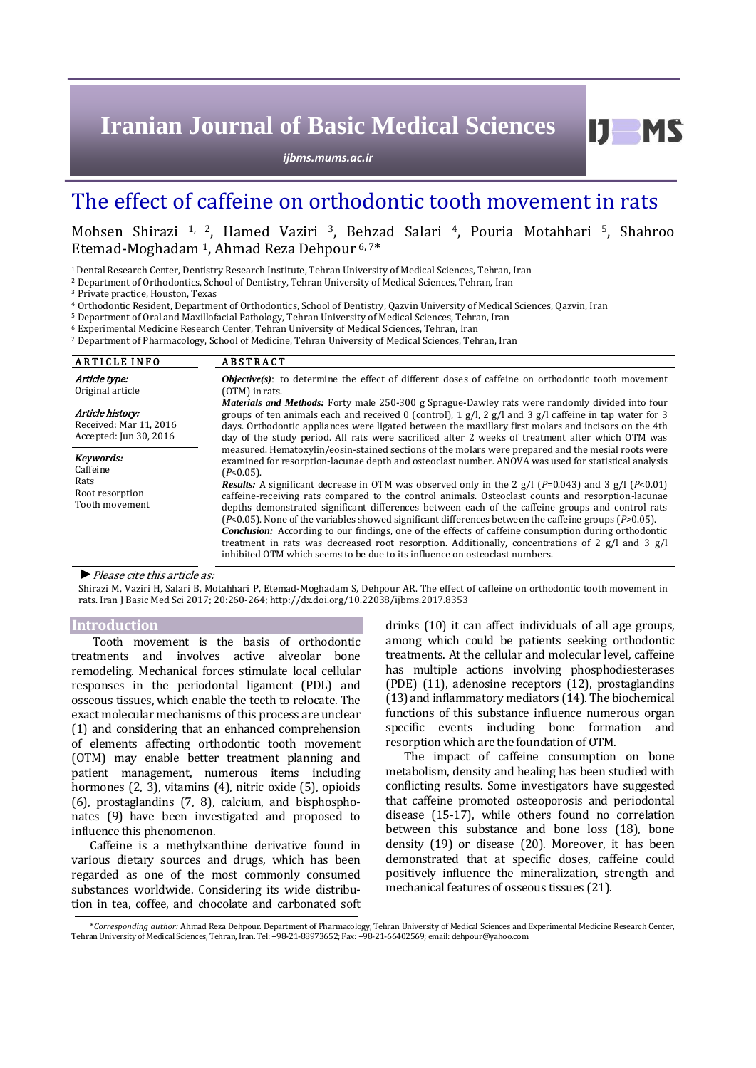# The effect of caffeine on orthodontic tooth movement in rats

Mohsen Shirazi [1, 2], Hamed Vaziri [3], Behzad Salari [4], Pouria Motahhari [5], Shahroo Etemad-Moghadam [1], Ahmad Reza Dehpour [6, 7]*

[1] Dental Research Center, Dentistry Research Institute, Tehran University of Medical Sciences, Tehran, Iran
[2] Department of Orthodontics, School of Dentistry, Tehran University of Medical Sciences, Tehran, Iran
[3] Private practice, Houston, Texas
[4] Orthodontic Resident, Department of Orthodontics, School of Dentistry, Qazvin University of Medical Sciences, Qazvin, Iran
[5] Department of Oral and Maxillofacial Pathology, Tehran University of Medical Sciences, Tehran, Iran
[6] Experimental Medicine Research Center, Tehran University of Medical Sciences, Tehran, Iran
[7] Department of Pharmacology, School of Medicine, Tehran University of Medical Sciences, Tehran, Iran

## ARTICLE INFO

***Article type:***
Original article

***Article history:***
Received: Mar 11, 2016
Accepted: Jun 30, 2016

***Keywords:***
Caffeine
Rats
Root resorption
Tooth movement

## ABSTRACT

***Objective(s)***: to determine the effect of different doses of caffeine on orthodontic tooth movement (OTM) in rats.

***Materials and Methods:*** Forty male 250-300 g Sprague-Dawley rats were randomly divided into four groups of ten animals each and received 0 (control), 1 g/l, 2 g/l and 3 g/l caffeine in tap water for 3 days. Orthodontic appliances were ligated between the maxillary first molars and incisors on the 4th day of the study period. All rats were sacrificed after 2 weeks of treatment after which OTM was measured. Hematoxylin/eosin-stained sections of the molars were prepared and the mesial roots were examined for resorption-lacunae depth and osteoclast number. ANOVA was used for statistical analysis ($P$<0.05).

***Results:*** A significant decrease in OTM was observed only in the 2 g/l ($P$=0.043) and 3 g/l ($P$<0.01) caffeine-receiving rats compared to the control animals. Osteoclast counts and resorption-lacunae depths demonstrated significant differences between each of the caffeine groups and control rats ($P$<0.05). None of the variables showed significant differences between the caffeine groups ($P$>0.05).

***Conclusion:*** According to our findings, one of the effects of caffeine consumption during orthodontic treatment in rats was decreased root resorption. Additionally, concentrations of 2 g/l and 3 g/l inhibited OTM which seems to be due to its influence on osteoclast numbers.

► *Please cite this article as:*

Shirazi M, Vaziri H, Salari B, Motahhari P, Etemad-Moghadam S, Dehpour AR. The effect of caffeine on orthodontic tooth movement in rats. Iran J Basic Med Sci 2017; 20:260-264; http://dx.doi.org/10.22038/ijbms.2017.8353

## Introduction

Tooth movement is the basis of orthodontic treatments and involves active alveolar bone remodeling. Mechanical forces stimulate local cellular responses in the periodontal ligament (PDL) and osseous tissues, which enable the teeth to relocate. The exact molecular mechanisms of this process are unclear (1) and considering that an enhanced comprehension of elements affecting orthodontic tooth movement (OTM) may enable better treatment planning and patient management, numerous items including hormones (2, 3), vitamins (4), nitric oxide (5), opioids (6), prostaglandins (7, 8), calcium, and bisphosphonates (9) have been investigated and proposed to influence this phenomenon.

Caffeine is a methylxanthine derivative found in various dietary sources and drugs, which has been regarded as one of the most commonly consumed substances worldwide. Considering its wide distribution in tea, coffee, and chocolate and carbonated soft drinks (10) it can affect individuals of all age groups, among which could be patients seeking orthodontic treatments. At the cellular and molecular level, caffeine has multiple actions involving phosphodiesterases (PDE) (11), adenosine receptors (12), prostaglandins (13) and inflammatory mediators (14). The biochemical functions of this substance influence numerous organ specific events including bone formation and resorption which are the foundation of OTM.

The impact of caffeine consumption on bone metabolism, density and healing has been studied with conflicting results. Some investigators have suggested that caffeine promoted osteoporosis and periodontal disease (15-17), while others found no correlation between this substance and bone loss (18), bone density (19) or disease (20). Moreover, it has been demonstrated that at specific doses, caffeine could positively influence the mineralization, strength and mechanical features of osseous tissues (21).

*\*Corresponding author:* Ahmad Reza Dehpour. Department of Pharmacology, Tehran University of Medical Sciences and Experimental Medicine Research Center, Tehran University of Medical Sciences, Tehran, Iran. Tel: +98-21-88973652; Fax: +98-21-66402569; email: dehpour@yahoo.com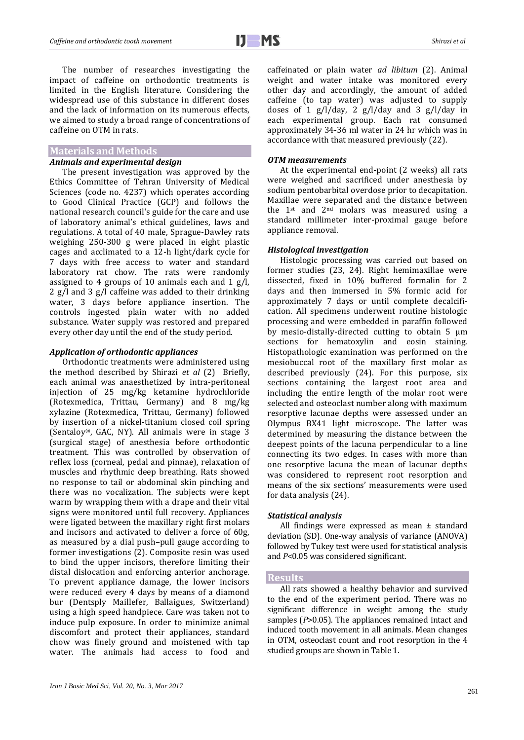The number of researches investigating the impact of caffeine on orthodontic treatments is limited in the English literature. Considering the widespread use of this substance in different doses and the lack of information on its numerous effects, we aimed to study a broad range of concentrations of caffeine on OTM in rats.

## Materials and Methods

### *Animals and experimental design*

The present investigation was approved by the Ethics Committee of Tehran University of Medical Sciences (code no. 4237) which operates according to Good Clinical Practice (GCP) and follows the national research council's guide for the care and use of laboratory animal's ethical guidelines, laws and regulations. A total of 40 male, Sprague-Dawley rats weighing 250-300 g were placed in eight plastic cages and acclimated to a 12-h light/dark cycle for 7 days with free access to water and standard laboratory rat chow. The rats were randomly assigned to 4 groups of 10 animals each and 1 g/l, 2 g/l and 3 g/l caffeine was added to their drinking water, 3 days before appliance insertion. The controls ingested plain water with no added substance. Water supply was restored and prepared every other day until the end of the study period.

### *Application of orthodontic appliances*

Orthodontic treatments were administered using the method described by Shirazi *et al* (2) Briefly, each animal was anaesthetized by intra-peritoneal injection of 25 mg/kg ketamine hydrochloride (Rotexmedica, Trittau, Germany) and 8 mg/kg xylazine (Rotexmedica, Trittau, Germany) followed by insertion of a nickel-titanium closed coil spring (Sentaloy®, GAC, NY). All animals were in stage 3 (surgical stage) of anesthesia before orthodontic treatment. This was controlled by observation of reflex loss (corneal, pedal and pinnae), relaxation of muscles and rhythmic deep breathing. Rats showed no response to tail or abdominal skin pinching and there was no vocalization. The subjects were kept warm by wrapping them with a drape and their vital signs were monitored until full recovery. Appliances were ligated between the maxillary right first molars and incisors and activated to deliver a force of 60g, as measured by a dial push–pull gauge according to former investigations (2). Composite resin was used to bind the upper incisors, therefore limiting their distal dislocation and enforcing anterior anchorage. To prevent appliance damage, the lower incisors were reduced every 4 days by means of a diamond bur (Dentsply Maillefer, Ballaigues, Switzerland) using a high speed handpiece. Care was taken not to induce pulp exposure. In order to minimize animal discomfort and protect their appliances, standard chow was finely ground and moistened with tap water. The animals had access to food and caffeinated or plain water *ad libitum* (2). Animal weight and water intake was monitored every other day and accordingly, the amount of added caffeine (to tap water) was adjusted to supply doses of 1 g/l/day, 2 g/l/day and 3 g/l/day in each experimental group. Each rat consumed approximately 34-36 ml water in 24 hr which was in accordance with that measured previously (22).

### *OTM measurements*

At the experimental end-point (2 weeks) all rats were weighed and sacrificed under anesthesia by sodium pentobarbital overdose prior to decapitation. Maxillae were separated and the distance between the 1st and 2nd molars was measured using a standard millimeter inter-proximal gauge before appliance removal.

### *Histological investigation*

Histologic processing was carried out based on former studies (23, 24). Right hemimaxillae were dissected, fixed in 10% buffered formalin for 2 days and then immersed in 5% formic acid for approximately 7 days or until complete decalcification. All specimens underwent routine histologic processing and were embedded in paraffin followed by mesio-distally-directed cutting to obtain 5 µm sections for hematoxylin and eosin staining. Histopathologic examination was performed on the mesiobuccal root of the maxillary first molar as described previously (24). For this purpose, six sections containing the largest root area and including the entire length of the molar root were selected and osteoclast number along with maximum resorptive lacunae depths were assessed under an Olympus BX41 light microscope. The latter was determined by measuring the distance between the deepest points of the lacuna perpendicular to a line connecting its two edges. In cases with more than one resorptive lacuna the mean of lacunar depths was considered to represent root resorption and means of the six sections' measurements were used for data analysis (24).

### *Statistical analysis*

All findings were expressed as mean ± standard deviation (SD). One-way analysis of variance (ANOVA) followed by Tukey test were used for statistical analysis and $P<0.05$ was considered significant.

## Results

All rats showed a healthy behavior and survived to the end of the experiment period. There was no significant difference in weight among the study samples ($P>0.05$). The appliances remained intact and induced tooth movement in all animals. Mean changes in OTM, osteoclast count and root resorption in the 4 studied groups are shown in Table 1.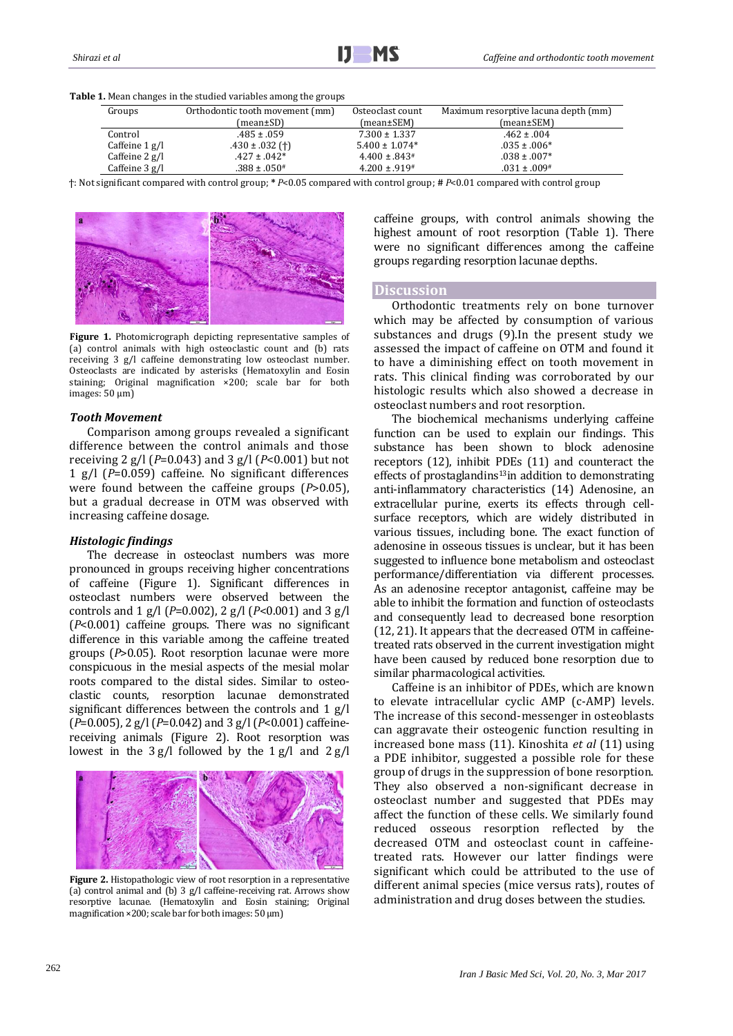**Table 1.** Mean changes in the studied variables among the groups

| Groups | Orthodontic tooth movement (mm) (mean±SD) | Osteoclast count (mean±SEM) | Maximum resorptive lacuna depth (mm) (mean±SEM) |
|---|---|---|---|
| Control | .485 ± .059 | 7.300 ± 1.337 | .462 ± .004 |
| Caffeine 1 g/l | .430 ± .032 (†) | 5.400 ± 1.074* | .035 ± .006* |
| Caffeine 2 g/l | .427 ± .042* | 4.400 ± .843# | .038 ± .007* |
| Caffeine 3 g/l | .388 ± .050# | 4.200 ± .919# | .031 ± .009# |

†: Not significant compared with control group; * $P$<0.05 compared with control group; # $P$<0.01 compared with control group

**Figure 1.** Photomicrograph depicting representative samples of (a) control animals with high osteoclastic count and (b) rats receiving 3 g/l caffeine demonstrating low osteoclast number. Osteoclasts are indicated by asterisks (Hematoxylin and Eosin staining; Original magnification ×200; scale bar for both images: 50 µm)

### *Tooth Movement*

Comparison among groups revealed a significant difference between the control animals and those receiving 2 g/l ($P$=0.043) and 3 g/l ($P$<0.001) but not 1 g/l ($P$=0.059) caffeine. No significant differences were found between the caffeine groups ($P$>0.05), but a gradual decrease in OTM was observed with increasing caffeine dosage.

### *Histologic findings*

The decrease in osteoclast numbers was more pronounced in groups receiving higher concentrations of caffeine (Figure 1). Significant differences in osteoclast numbers were observed between the controls and 1 g/l ($P$=0.002), 2 g/l ($P$<0.001) and 3 g/l ($P$<0.001) caffeine groups. There was no significant difference in this variable among the caffeine treated groups ($P$>0.05). Root resorption lacunae were more conspicuous in the mesial aspects of the mesial molar roots compared to the distal sides. Similar to osteoclastic counts, resorption lacunae demonstrated significant differences between the controls and 1 g/l ($P$=0.005), 2 g/l ($P$=0.042) and 3 g/l ($P$<0.001) caffeine-receiving animals (Figure 2). Root resorption was lowest in the 3 g/l followed by the 1 g/l and 2 g/l caffeine groups, with control animals showing the highest amount of root resorption (Table 1). There were no significant differences among the caffeine groups regarding resorption lacunae depths.

**Figure 2.** Histopathologic view of root resorption in a representative (a) control animal and (b) 3 g/l caffeine-receiving rat. Arrows show resorptive lacunae. (Hematoxylin and Eosin staining; Original magnification ×200; scale bar for both images: 50 µm)

## Discussion

Orthodontic treatments rely on bone turnover which may be affected by consumption of various substances and drugs (9).In the present study we assessed the impact of caffeine on OTM and found it to have a diminishing effect on tooth movement in rats. This clinical finding was corroborated by our histologic results which also showed a decrease in osteoclast numbers and root resorption.

The biochemical mechanisms underlying caffeine function can be used to explain our findings. This substance has been shown to block adenosine receptors (12), inhibit PDEs (11) and counteract the effects of prostaglandins[13]in addition to demonstrating anti-inflammatory characteristics (14) Adenosine, an extracellular purine, exerts its effects through cell-surface receptors, which are widely distributed in various tissues, including bone. The exact function of adenosine in osseous tissues is unclear, but it has been suggested to influence bone metabolism and osteoclast performance/differentiation via different processes. As an adenosine receptor antagonist, caffeine may be able to inhibit the formation and function of osteoclasts and consequently lead to decreased bone resorption (12, 21). It appears that the decreased OTM in caffeine-treated rats observed in the current investigation might have been caused by reduced bone resorption due to similar pharmacological activities.

Caffeine is an inhibitor of PDEs, which are known to elevate intracellular cyclic AMP (c-AMP) levels. The increase of this second-messenger in osteoblasts can aggravate their osteogenic function resulting in increased bone mass (11). Kinoshita *et al* (11) using a PDE inhibitor, suggested a possible role for these group of drugs in the suppression of bone resorption. They also observed a non-significant decrease in osteoclast number and suggested that PDEs may affect the function of these cells. We similarly found reduced osseous resorption reflected by the decreased OTM and osteoclast count in caffeine-treated rats. However our latter findings were significant which could be attributed to the use of different animal species (mice versus rats), routes of administration and drug doses between the studies.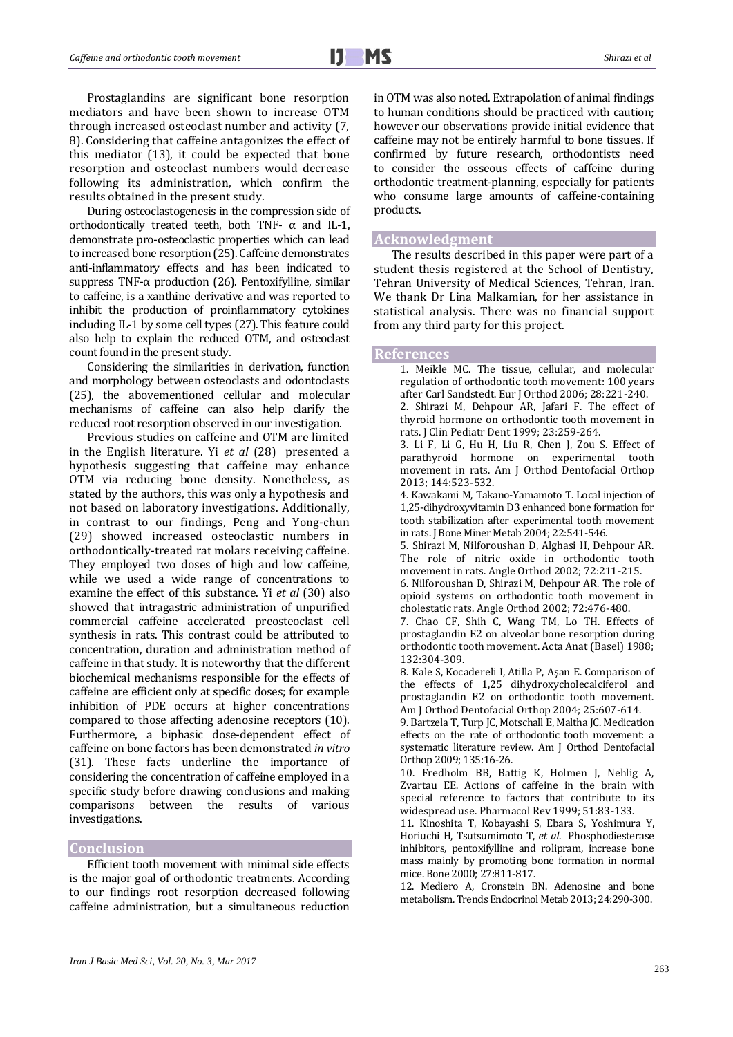Prostaglandins are significant bone resorption mediators and have been shown to increase OTM through increased osteoclast number and activity (7, 8). Considering that caffeine antagonizes the effect of this mediator (13), it could be expected that bone resorption and osteoclast numbers would decrease following its administration, which confirm the results obtained in the present study.

During osteoclastogenesis in the compression side of orthodontically treated teeth, both TNF- α and IL-1, demonstrate pro-osteoclastic properties which can lead to increased bone resorption (25). Caffeine demonstrates anti-inflammatory effects and has been indicated to suppress TNF-α production (26). Pentoxifylline, similar to caffeine, is a xanthine derivative and was reported to inhibit the production of proinflammatory cytokines including IL-1 by some cell types (27). This feature could also help to explain the reduced OTM, and osteoclast count found in the present study.

Considering the similarities in derivation, function and morphology between osteoclasts and odontoclasts (25), the abovementioned cellular and molecular mechanisms of caffeine can also help clarify the reduced root resorption observed in our investigation.

Previous studies on caffeine and OTM are limited in the English literature. Yi *et al* (28) presented a hypothesis suggesting that caffeine may enhance OTM via reducing bone density. Nonetheless, as stated by the authors, this was only a hypothesis and not based on laboratory investigations. Additionally, in contrast to our findings, Peng and Yong-chun (29) showed increased osteoclastic numbers in orthodontically-treated rat molars receiving caffeine. They employed two doses of high and low caffeine, while we used a wide range of concentrations to examine the effect of this substance. Yi *et al* (30) also showed that intragastric administration of unpurified commercial caffeine accelerated preosteoclast cell synthesis in rats. This contrast could be attributed to concentration, duration and administration method of caffeine in that study. It is noteworthy that the different biochemical mechanisms responsible for the effects of caffeine are efficient only at specific doses; for example inhibition of PDE occurs at higher concentrations compared to those affecting adenosine receptors (10). Furthermore, a biphasic dose-dependent effect of caffeine on bone factors has been demonstrated *in vitro* (31). These facts underline the importance of considering the concentration of caffeine employed in a specific study before drawing conclusions and making comparisons between the results of various investigations.

## Conclusion

Efficient tooth movement with minimal side effects is the major goal of orthodontic treatments. According to our findings root resorption decreased following caffeine administration, but a simultaneous reduction in OTM was also noted. Extrapolation of animal findings to human conditions should be practiced with caution; however our observations provide initial evidence that caffeine may not be entirely harmful to bone tissues. If confirmed by future research, orthodontists need to consider the osseous effects of caffeine during orthodontic treatment-planning, especially for patients who consume large amounts of caffeine-containing products.

## Acknowledgment

The results described in this paper were part of a student thesis registered at the School of Dentistry, Tehran University of Medical Sciences, Tehran, Iran. We thank Dr Lina Malkamian, for her assistance in statistical analysis. There was no financial support from any third party for this project.

## References

1. Meikle MC. The tissue, cellular, and molecular regulation of orthodontic tooth movement: 100 years after Carl Sandstedt. Eur J Orthod 2006; 28:221-240.
2. Shirazi M, Dehpour AR, Jafari F. The effect of thyroid hormone on orthodontic tooth movement in rats. J Clin Pediatr Dent 1999; 23:259-264.
3. Li F, Li G, Hu H, Liu R, Chen J, Zou S. Effect of parathyroid hormone on experimental tooth movement in rats. Am J Orthod Dentofacial Orthop 2013; 144:523-532.
4. Kawakami M, Takano-Yamamoto T. Local injection of 1,25-dihydroxyvitamin D3 enhanced bone formation for tooth stabilization after experimental tooth movement in rats. J Bone Miner Metab 2004; 22:541-546.
5. Shirazi M, Nilforoushan D, Alghasi H, Dehpour AR. The role of nitric oxide in orthodontic tooth movement in rats. Angle Orthod 2002; 72:211-215.
6. Nilforoushan D, Shirazi M, Dehpour AR. The role of opioid systems on orthodontic tooth movement in cholestatic rats. Angle Orthod 2002; 72:476-480.
7. Chao CF, Shih C, Wang TM, Lo TH. Effects of prostaglandin E2 on alveolar bone resorption during orthodontic tooth movement. Acta Anat (Basel) 1988; 132:304-309.
8. Kale S, Kocadereli I, Atilla P, Aşan E. Comparison of the effects of 1,25 dihydroxycholecalciferol and prostaglandin E2 on orthodontic tooth movement. Am J Orthod Dentofacial Orthop 2004; 25:607-614.
9. Bartzela T, Turp JC, Motschall E, Maltha JC. Medication effects on the rate of orthodontic tooth movement: a systematic literature review. Am J Orthod Dentofacial Orthop 2009; 135:16-26.
10. Fredholm BB, Battig K, Holmen J, Nehlig A, Zvartau EE. Actions of caffeine in the brain with special reference to factors that contribute to its widespread use. Pharmacol Rev 1999; 51:83-133.
11. Kinoshita T, Kobayashi S, Ebara S, Yoshimura Y, Horiuchi H, Tsutsumimoto T, *et al*. Phosphodiesterase inhibitors, pentoxifylline and rolipram, increase bone mass mainly by promoting bone formation in normal mice. Bone 2000; 27:811-817.
12. Mediero A, Cronstein BN. Adenosine and bone metabolism. Trends Endocrinol Metab 2013; 24:290-300.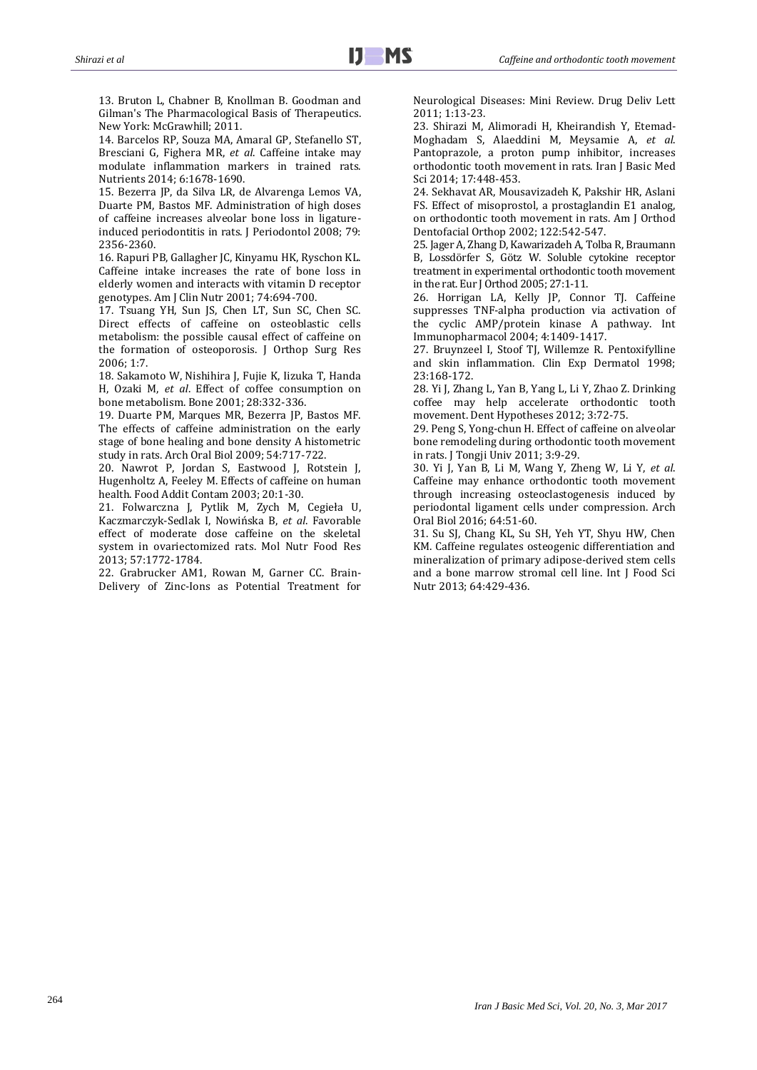13. Bruton L, Chabner B, Knollman B. Goodman and Gilman's The Pharmacological Basis of Therapeutics. New York: McGrawhill; 2011.

14. Barcelos RP, Souza MA, Amaral GP, Stefanello ST, Bresciani G, Fighera MR, *et al*. Caffeine intake may modulate inflammation markers in trained rats. Nutrients 2014; 6:1678-1690.

15. Bezerra JP, da Silva LR, de Alvarenga Lemos VA, Duarte PM, Bastos MF. Administration of high doses of caffeine increases alveolar bone loss in ligature-induced periodontitis in rats. J Periodontol 2008; 79: 2356-2360.

16. Rapuri PB, Gallagher JC, Kinyamu HK, Ryschon KL. Caffeine intake increases the rate of bone loss in elderly women and interacts with vitamin D receptor genotypes. Am J Clin Nutr 2001; 74:694-700.

17. Tsuang YH, Sun JS, Chen LT, Sun SC, Chen SC. Direct effects of caffeine on osteoblastic cells metabolism: the possible causal effect of caffeine on the formation of osteoporosis. J Orthop Surg Res 2006; 1:7.

18. Sakamoto W, Nishihira J, Fujie K, Iizuka T, Handa H, Ozaki M, *et al*. Effect of coffee consumption on bone metabolism. Bone 2001; 28:332-336.

19. Duarte PM, Marques MR, Bezerra JP, Bastos MF. The effects of caffeine administration on the early stage of bone healing and bone density A histometric study in rats. Arch Oral Biol 2009; 54:717-722.

20. Nawrot P, Jordan S, Eastwood J, Rotstein J, Hugenholtz A, Feeley M. Effects of caffeine on human health. Food Addit Contam 2003; 20:1-30.

21. Folwarczna J, Pytlik M, Zych M, Cegieła U, Kaczmarczyk-Sedlak I, Nowińska B, *et al*. Favorable effect of moderate dose caffeine on the skeletal system in ovariectomized rats. Mol Nutr Food Res 2013; 57:1772-1784.

22. Grabrucker AM1, Rowan M, Garner CC. Brain-Delivery of Zinc-Ions as Potential Treatment for Neurological Diseases: Mini Review. Drug Deliv Lett 2011; 1:13-23.

23. Shirazi M, Alimoradi H, Kheirandish Y, Etemad-Moghadam S, Alaeddini M, Meysamie A, *et al*. Pantoprazole, a proton pump inhibitor, increases orthodontic tooth movement in rats. Iran J Basic Med Sci 2014; 17:448-453.

24. Sekhavat AR, Mousavizadeh K, Pakshir HR, Aslani FS. Effect of misoprostol, a prostaglandin E1 analog, on orthodontic tooth movement in rats. Am J Orthod Dentofacial Orthop 2002; 122:542-547.

25. Jager A, Zhang D, Kawarizadeh A, Tolba R, Braumann B, Lossdörfer S, Götz W. Soluble cytokine receptor treatment in experimental orthodontic tooth movement in the rat. Eur J Orthod 2005; 27:1-11.

26. Horrigan LA, Kelly JP, Connor TJ. Caffeine suppresses TNF-alpha production via activation of the cyclic AMP/protein kinase A pathway. Int Immunopharmacol 2004; 4:1409-1417.

27. Bruynzeel I, Stoof TJ, Willemze R. Pentoxifylline and skin inflammation. Clin Exp Dermatol 1998; 23:168-172.

28. Yi J, Zhang L, Yan B, Yang L, Li Y, Zhao Z. Drinking coffee may help accelerate orthodontic tooth movement. Dent Hypotheses 2012; 3:72-75.

29. Peng S, Yong-chun H. Effect of caffeine on alveolar bone remodeling during orthodontic tooth movement in rats. J Tongji Univ 2011; 3:9-29.

30. Yi J, Yan B, Li M, Wang Y, Zheng W, Li Y, *et al*. Caffeine may enhance orthodontic tooth movement through increasing osteoclastogenesis induced by periodontal ligament cells under compression. Arch Oral Biol 2016; 64:51-60.

31. Su SJ, Chang KL, Su SH, Yeh YT, Shyu HW, Chen KM. Caffeine regulates osteogenic differentiation and mineralization of primary adipose-derived stem cells and a bone marrow stromal cell line. Int J Food Sci Nutr 2013; 64:429-436.